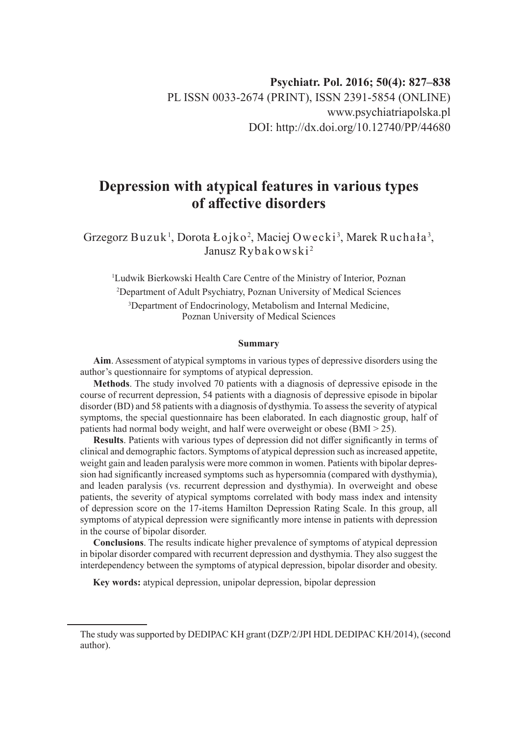Psychiatr. Pol. 2016; 50(4): 827–838
PL ISSN 0033-2674 (PRINT), ISSN 2391-5854 (ONLINE)
www.psychiatriapolska.pl
DOI: http://dx.doi.org/10.12740/PP/44680

# Depression with atypical features in various types of affective disorders

Grzegorz Buzuk[1], Dorota Łojko[2], Maciej Owecki[3], Marek Ruchała[3], Janusz Rybakowski[2]

[1]Ludwik Bierkowski Health Care Centre of the Ministry of Interior, Poznan
[2]Department of Adult Psychiatry, Poznan University of Medical Sciences
[3]Department of Endocrinology, Metabolism and Internal Medicine, Poznan University of Medical Sciences

### Summary

**Aim**. Assessment of atypical symptoms in various types of depressive disorders using the author's questionnaire for symptoms of atypical depression.

**Methods**. The study involved 70 patients with a diagnosis of depressive episode in the course of recurrent depression, 54 patients with a diagnosis of depressive episode in bipolar disorder (BD) and 58 patients with a diagnosis of dysthymia. To assess the severity of atypical symptoms, the special questionnaire has been elaborated. In each diagnostic group, half of patients had normal body weight, and half were overweight or obese (BMI > 25).

**Results**. Patients with various types of depression did not differ significantly in terms of clinical and demographic factors. Symptoms of atypical depression such as increased appetite, weight gain and leaden paralysis were more common in women. Patients with bipolar depression had significantly increased symptoms such as hypersomnia (compared with dysthymia), and leaden paralysis (vs. recurrent depression and dysthymia). In overweight and obese patients, the severity of atypical symptoms correlated with body mass index and intensity of depression score on the 17-items Hamilton Depression Rating Scale. In this group, all symptoms of atypical depression were significantly more intense in patients with depression in the course of bipolar disorder.

**Conclusions**. The results indicate higher prevalence of symptoms of atypical depression in bipolar disorder compared with recurrent depression and dysthymia. They also suggest the interdependency between the symptoms of atypical depression, bipolar disorder and obesity.

**Key words:** atypical depression, unipolar depression, bipolar depression

---

The study was supported by DEDIPAC KH grant (DZP/2/JPI HDL DEDIPAC KH/2014), (second author).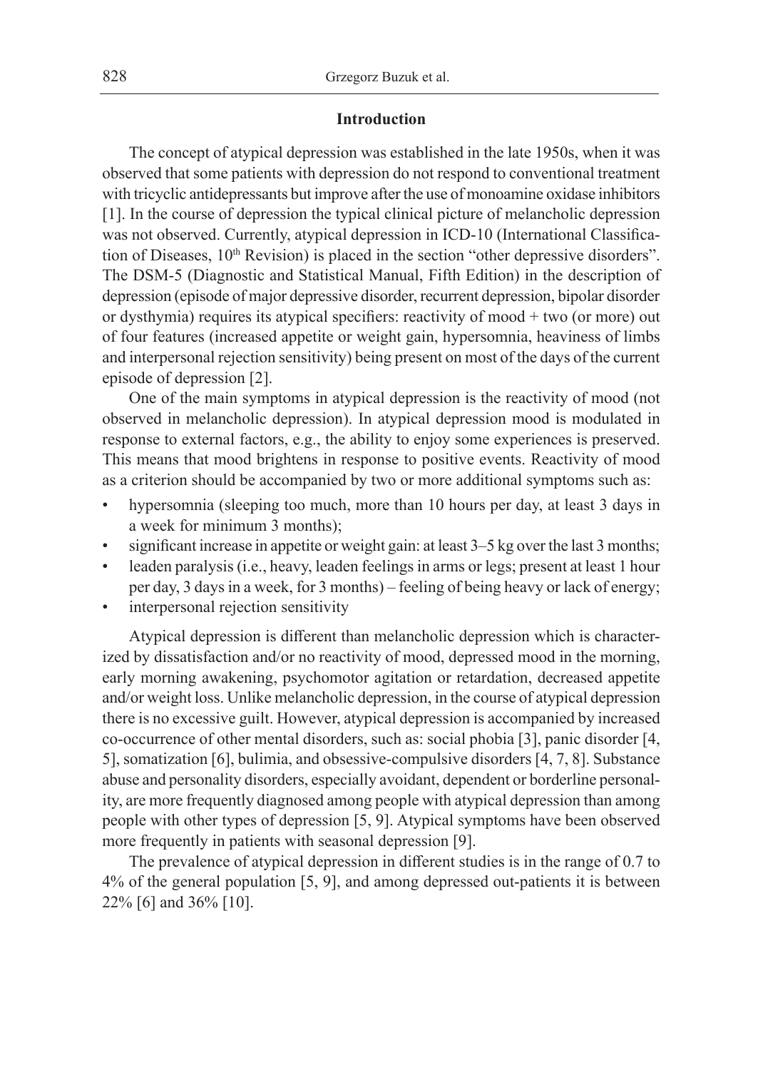## Introduction

The concept of atypical depression was established in the late 1950s, when it was observed that some patients with depression do not respond to conventional treatment with tricyclic antidepressants but improve after the use of monoamine oxidase inhibitors [1]. In the course of depression the typical clinical picture of melancholic depression was not observed. Currently, atypical depression in ICD-10 (International Classification of Diseases, 10th Revision) is placed in the section "other depressive disorders". The DSM-5 (Diagnostic and Statistical Manual, Fifth Edition) in the description of depression (episode of major depressive disorder, recurrent depression, bipolar disorder or dysthymia) requires its atypical specifiers: reactivity of mood + two (or more) out of four features (increased appetite or weight gain, hypersomnia, heaviness of limbs and interpersonal rejection sensitivity) being present on most of the days of the current episode of depression [2].

One of the main symptoms in atypical depression is the reactivity of mood (not observed in melancholic depression). In atypical depression mood is modulated in response to external factors, e.g., the ability to enjoy some experiences is preserved. This means that mood brightens in response to positive events. Reactivity of mood as a criterion should be accompanied by two or more additional symptoms such as:

- hypersomnia (sleeping too much, more than 10 hours per day, at least 3 days in a week for minimum 3 months);
- significant increase in appetite or weight gain: at least 3–5 kg over the last 3 months;
- leaden paralysis (i.e., heavy, leaden feelings in arms or legs; present at least 1 hour per day, 3 days in a week, for 3 months) – feeling of being heavy or lack of energy;
- interpersonal rejection sensitivity

Atypical depression is different than melancholic depression which is characterized by dissatisfaction and/or no reactivity of mood, depressed mood in the morning, early morning awakening, psychomotor agitation or retardation, decreased appetite and/or weight loss. Unlike melancholic depression, in the course of atypical depression there is no excessive guilt. However, atypical depression is accompanied by increased co-occurrence of other mental disorders, such as: social phobia [3], panic disorder [4, 5], somatization [6], bulimia, and obsessive-compulsive disorders [4, 7, 8]. Substance abuse and personality disorders, especially avoidant, dependent or borderline personality, are more frequently diagnosed among people with atypical depression than among people with other types of depression [5, 9]. Atypical symptoms have been observed more frequently in patients with seasonal depression [9].

The prevalence of atypical depression in different studies is in the range of 0.7 to 4% of the general population [5, 9], and among depressed out-patients it is between 22% [6] and 36% [10].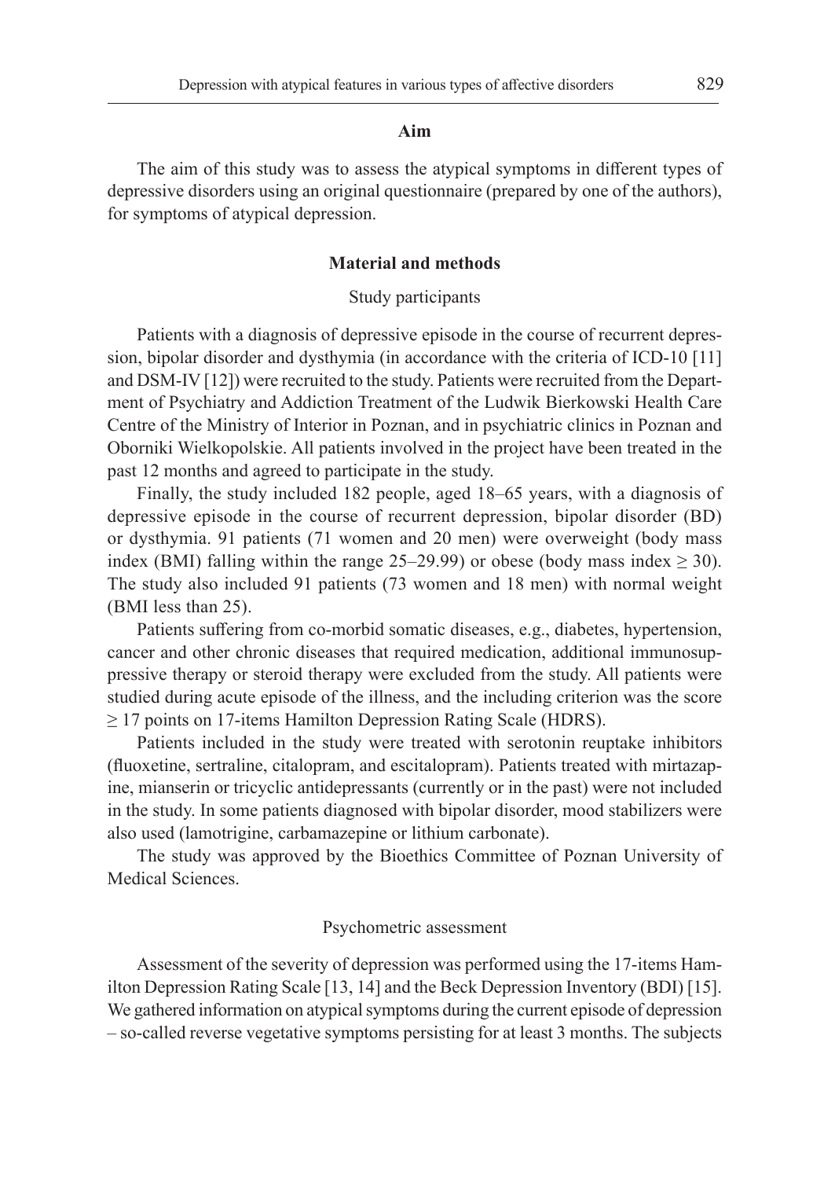## Aim

The aim of this study was to assess the atypical symptoms in different types of depressive disorders using an original questionnaire (prepared by one of the authors), for symptoms of atypical depression.

## Material and methods

### Study participants

Patients with a diagnosis of depressive episode in the course of recurrent depression, bipolar disorder and dysthymia (in accordance with the criteria of ICD-10 [11] and DSM-IV [12]) were recruited to the study. Patients were recruited from the Department of Psychiatry and Addiction Treatment of the Ludwik Bierkowski Health Care Centre of the Ministry of Interior in Poznan, and in psychiatric clinics in Poznan and Oborniki Wielkopolskie. All patients involved in the project have been treated in the past 12 months and agreed to participate in the study.

Finally, the study included 182 people, aged 18–65 years, with a diagnosis of depressive episode in the course of recurrent depression, bipolar disorder (BD) or dysthymia. 91 patients (71 women and 20 men) were overweight (body mass index (BMI) falling within the range 25–29.99) or obese (body mass index $\geq 30$). The study also included 91 patients (73 women and 18 men) with normal weight (BMI less than 25).

Patients suffering from co-morbid somatic diseases, e.g., diabetes, hypertension, cancer and other chronic diseases that required medication, additional immunosuppressive therapy or steroid therapy were excluded from the study. All patients were studied during acute episode of the illness, and the including criterion was the score $\geq 17$ points on 17-items Hamilton Depression Rating Scale (HDRS).

Patients included in the study were treated with serotonin reuptake inhibitors (fluoxetine, sertraline, citalopram, and escitalopram). Patients treated with mirtazapine, mianserin or tricyclic antidepressants (currently or in the past) were not included in the study. In some patients diagnosed with bipolar disorder, mood stabilizers were also used (lamotrigine, carbamazepine or lithium carbonate).

The study was approved by the Bioethics Committee of Poznan University of Medical Sciences.

### Psychometric assessment

Assessment of the severity of depression was performed using the 17-items Hamilton Depression Rating Scale [13, 14] and the Beck Depression Inventory (BDI) [15]. We gathered information on atypical symptoms during the current episode of depression – so-called reverse vegetative symptoms persisting for at least 3 months. The subjects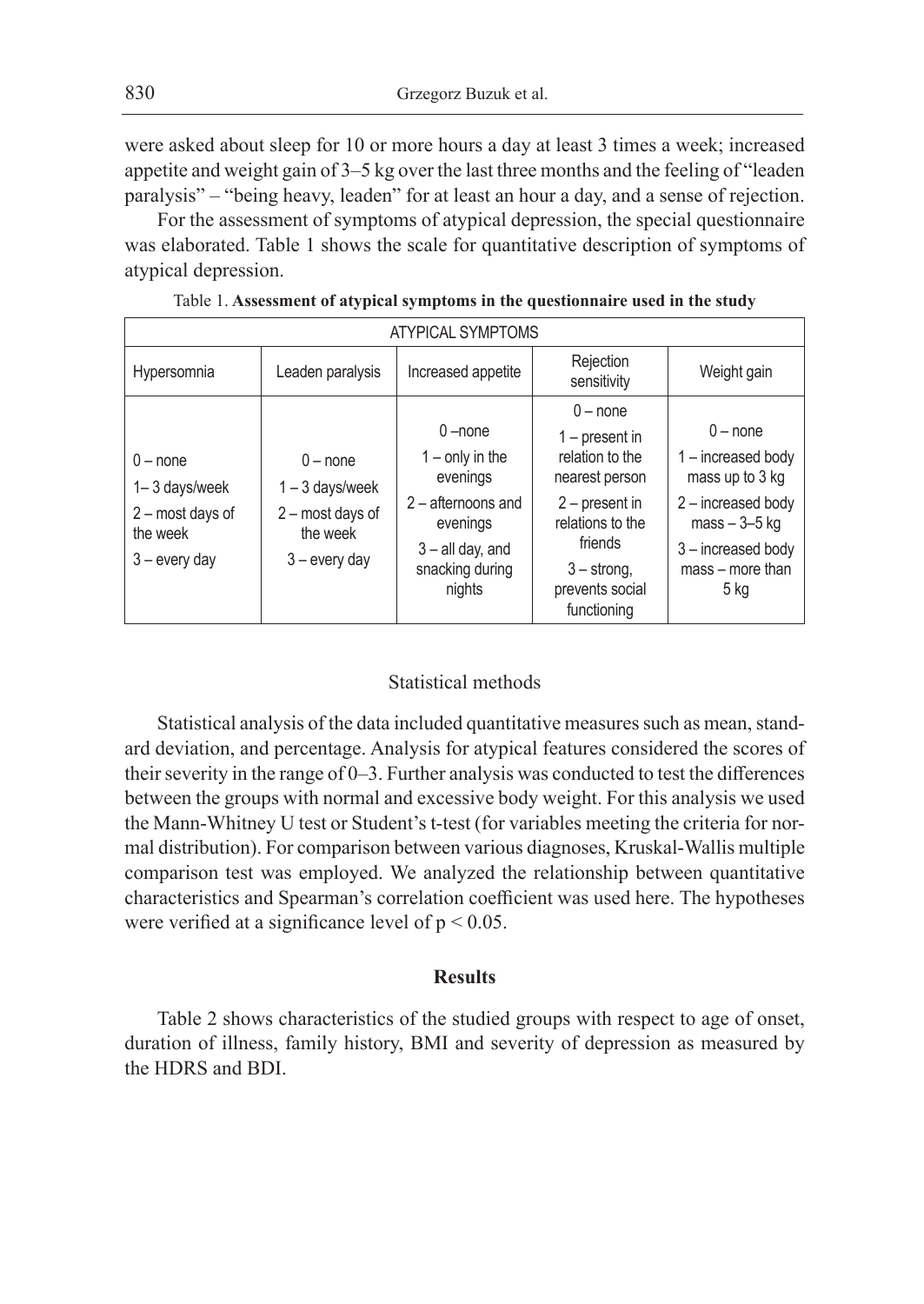were asked about sleep for 10 or more hours a day at least 3 times a week; increased appetite and weight gain of 3–5 kg over the last three months and the feeling of "leaden paralysis" – "being heavy, leaden" for at least an hour a day, and a sense of rejection.

For the assessment of symptoms of atypical depression, the special questionnaire was elaborated. Table 1 shows the scale for quantitative description of symptoms of atypical depression.

Table 1. **Assessment of atypical symptoms in the questionnaire used in the study**

| ATYPICAL SYMPTOMS | | | | |
|---|---|---|---|---|
| Hypersomnia | Leaden paralysis | Increased appetite | Rejection sensitivity | Weight gain |
| 0 – none<br>1– 3 days/week<br>2 – most days of the week<br>3 – every day | 0 – none<br>1 – 3 days/week<br>2 – most days of the week<br>3 – every day | 0 –none<br>1 – only in the evenings<br>2 – afternoons and evenings<br>3 – all day, and snacking during nights | 0 – none<br>1 – present in relation to the nearest person<br>2 – present in relations to the friends<br>3 – strong, prevents social functioning | 0 – none<br>1 – increased body mass up to 3 kg<br>2 – increased body mass – 3–5 kg<br>3 – increased body mass – more than 5 kg |

## Statistical methods

Statistical analysis of the data included quantitative measures such as mean, standard deviation, and percentage. Analysis for atypical features considered the scores of their severity in the range of 0–3. Further analysis was conducted to test the differences between the groups with normal and excessive body weight. For this analysis we used the Mann-Whitney U test or Student's t-test (for variables meeting the criteria for normal distribution). For comparison between various diagnoses, Kruskal-Wallis multiple comparison test was employed. We analyzed the relationship between quantitative characteristics and Spearman's correlation coefficient was used here. The hypotheses were verified at a significance level of $p < 0.05$.

## Results

Table 2 shows characteristics of the studied groups with respect to age of onset, duration of illness, family history, BMI and severity of depression as measured by the HDRS and BDI.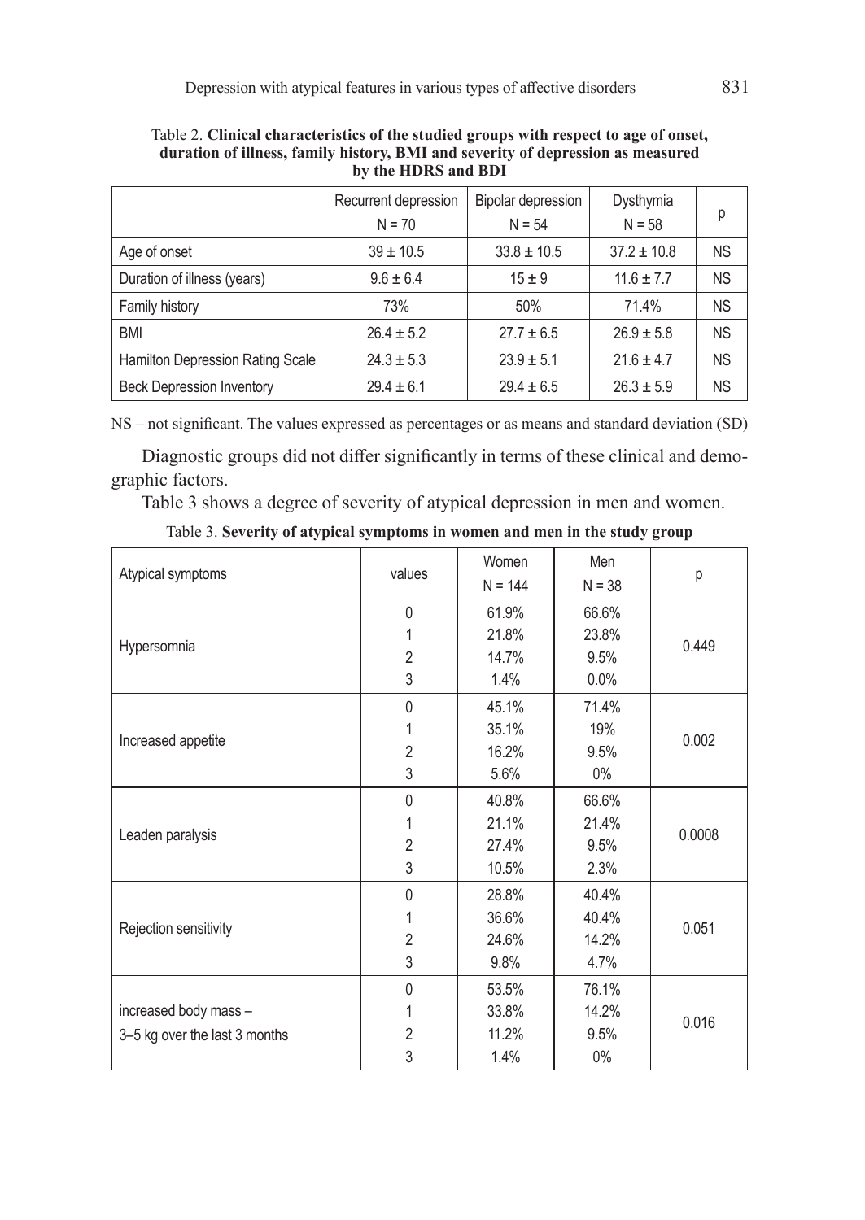Table 2. **Clinical characteristics of the studied groups with respect to age of onset, duration of illness, family history, BMI and severity of depression as measured by the HDRS and BDI**

| | Recurrent depression N = 70 | Bipolar depression N = 54 | Dysthymia N = 58 | p |
|---|---|---|---|---|
| Age of onset | 39 ± 10.5 | 33.8 ± 10.5 | 37.2 ± 10.8 | NS |
| Duration of illness (years) | 9.6 ± 6.4 | 15 ± 9 | 11.6 ± 7.7 | NS |
| Family history | 73% | 50% | 71.4% | NS |
| BMI | 26.4 ± 5.2 | 27.7 ± 6.5 | 26.9 ± 5.8 | NS |
| Hamilton Depression Rating Scale | 24.3 ± 5.3 | 23.9 ± 5.1 | 21.6 ± 4.7 | NS |
| Beck Depression Inventory | 29.4 ± 6.1 | 29.4 ± 6.5 | 26.3 ± 5.9 | NS |

NS – not significant. The values expressed as percentages or as means and standard deviation (SD)

Diagnostic groups did not differ significantly in terms of these clinical and demographic factors.

Table 3 shows a degree of severity of atypical depression in men and women.

Table 3. **Severity of atypical symptoms in women and men in the study group**

| Atypical symptoms | values | Women N = 144 | Men N = 38 | p |
|---|---|---|---|---|
| Hypersomnia | 0 | 61.9% | 66.6% | 0.449 |
| | 1 | 21.8% | 23.8% | |
| | 2 | 14.7% | 9.5% | |
| | 3 | 1.4% | 0.0% | |
| Increased appetite | 0 | 45.1% | 71.4% | 0.002 |
| | 1 | 35.1% | 19% | |
| | 2 | 16.2% | 9.5% | |
| | 3 | 5.6% | 0% | |
| Leaden paralysis | 0 | 40.8% | 66.6% | 0.0008 |
| | 1 | 21.1% | 21.4% | |
| | 2 | 27.4% | 9.5% | |
| | 3 | 10.5% | 2.3% | |
| Rejection sensitivity | 0 | 28.8% | 40.4% | 0.051 |
| | 1 | 36.6% | 40.4% | |
| | 2 | 24.6% | 14.2% | |
| | 3 | 9.8% | 4.7% | |
| increased body mass – 3–5 kg over the last 3 months | 0 | 53.5% | 76.1% | 0.016 |
| | 1 | 33.8% | 14.2% | |
| | 2 | 11.2% | 9.5% | |
| | 3 | 1.4% | 0% | |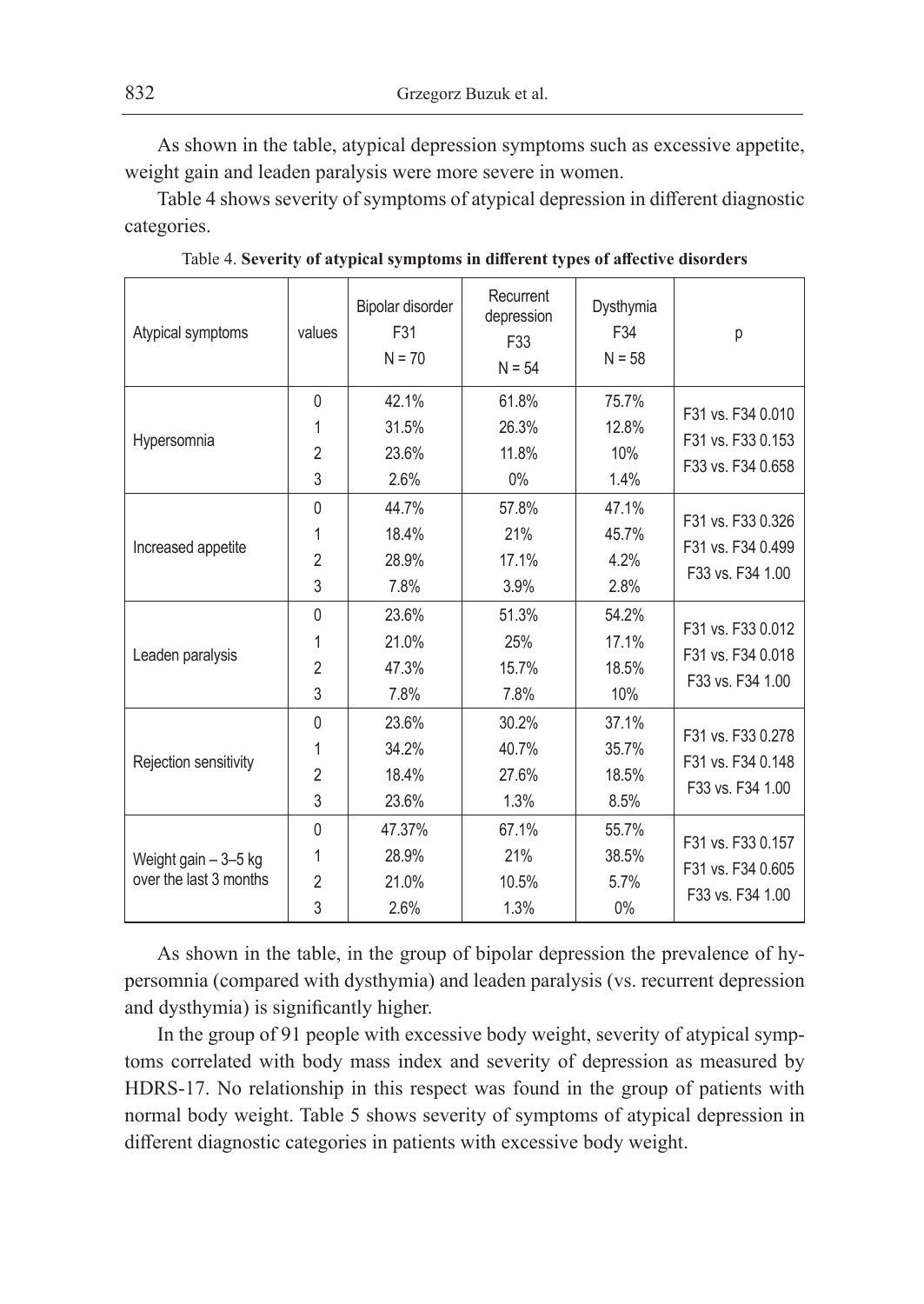As shown in the table, atypical depression symptoms such as excessive appetite, weight gain and leaden paralysis were more severe in women.

Table 4 shows severity of symptoms of atypical depression in different diagnostic categories.

Table 4. **Severity of atypical symptoms in different types of affective disorders**

| Atypical symptoms | values | Bipolar disorder F31 N = 70 | Recurrent depression F33 N = 54 | Dysthymia F34 N = 58 | p |
|---|---|---|---|---|---|
| Hypersomnia | 0 | 42.1% | 61.8% | 75.7% | F31 vs. F34 0.010 |
| | 1 | 31.5% | 26.3% | 12.8% | F31 vs. F33 0.153 |
| | 2 | 23.6% | 11.8% | 10% | F33 vs. F34 0.658 |
| | 3 | 2.6% | 0% | 1.4% | |
| Increased appetite | 0 | 44.7% | 57.8% | 47.1% | F31 vs. F33 0.326 |
| | 1 | 18.4% | 21% | 45.7% | F31 vs. F34 0.499 |
| | 2 | 28.9% | 17.1% | 4.2% | F33 vs. F34 1.00 |
| | 3 | 7.8% | 3.9% | 2.8% | |
| Leaden paralysis | 0 | 23.6% | 51.3% | 54.2% | F31 vs. F33 0.012 |
| | 1 | 21.0% | 25% | 17.1% | F31 vs. F34 0.018 |
| | 2 | 47.3% | 15.7% | 18.5% | F33 vs. F34 1.00 |
| | 3 | 7.8% | 7.8% | 10% | |
| Rejection sensitivity | 0 | 23.6% | 30.2% | 37.1% | F31 vs. F33 0.278 |
| | 1 | 34.2% | 40.7% | 35.7% | F31 vs. F34 0.148 |
| | 2 | 18.4% | 27.6% | 18.5% | F33 vs. F34 1.00 |
| | 3 | 23.6% | 1.3% | 8.5% | |
| Weight gain – 3–5 kg over the last 3 months | 0 | 47.37% | 67.1% | 55.7% | F31 vs. F33 0.157 |
| | 1 | 28.9% | 21% | 38.5% | F31 vs. F34 0.605 |
| | 2 | 21.0% | 10.5% | 5.7% | F33 vs. F34 1.00 |
| | 3 | 2.6% | 1.3% | 0% | |

As shown in the table, in the group of bipolar depression the prevalence of hypersomnia (compared with dysthymia) and leaden paralysis (vs. recurrent depression and dysthymia) is significantly higher.

In the group of 91 people with excessive body weight, severity of atypical symptoms correlated with body mass index and severity of depression as measured by HDRS-17. No relationship in this respect was found in the group of patients with normal body weight. Table 5 shows severity of symptoms of atypical depression in different diagnostic categories in patients with excessive body weight.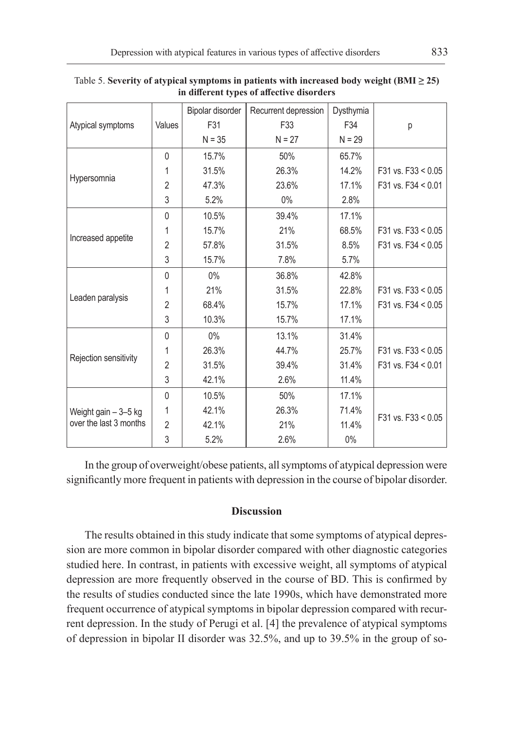Table 5. **Severity of atypical symptoms in patients with increased body weight (BMI ≥ 25) in different types of affective disorders**

| Atypical symptoms | Values | Bipolar disorder F31 N = 35 | Recurrent depression F33 N = 27 | Dysthymia F34 N = 29 | p |
|---|---|---|---|---|---|
| Hypersomnia | 0 | 15.7% | 50% | 65.7% | F31 vs. F33 < 0.05 F31 vs. F34 < 0.01 |
| | 1 | 31.5% | 26.3% | 14.2% | |
| | 2 | 47.3% | 23.6% | 17.1% | |
| | 3 | 5.2% | 0% | 2.8% | |
| Increased appetite | 0 | 10.5% | 39.4% | 17.1% | F31 vs. F33 < 0.05 F31 vs. F34 < 0.05 |
| | 1 | 15.7% | 21% | 68.5% | |
| | 2 | 57.8% | 31.5% | 8.5% | |
| | 3 | 15.7% | 7.8% | 5.7% | |
| Leaden paralysis | 0 | 0% | 36.8% | 42.8% | F31 vs. F33 < 0.05 F31 vs. F34 < 0.05 |
| | 1 | 21% | 31.5% | 22.8% | |
| | 2 | 68.4% | 15.7% | 17.1% | |
| | 3 | 10.3% | 15.7% | 17.1% | |
| Rejection sensitivity | 0 | 0% | 13.1% | 31.4% | F31 vs. F33 < 0.05 F31 vs. F34 < 0.01 |
| | 1 | 26.3% | 44.7% | 25.7% | |
| | 2 | 31.5% | 39.4% | 31.4% | |
| | 3 | 42.1% | 2.6% | 11.4% | |
| Weight gain – 3–5 kg over the last 3 months | 0 | 10.5% | 50% | 17.1% | F31 vs. F33 < 0.05 |
| | 1 | 42.1% | 26.3% | 71.4% | |
| | 2 | 42.1% | 21% | 11.4% | |
| | 3 | 5.2% | 2.6% | 0% | |

In the group of overweight/obese patients, all symptoms of atypical depression were significantly more frequent in patients with depression in the course of bipolar disorder.

## Discussion

The results obtained in this study indicate that some symptoms of atypical depression are more common in bipolar disorder compared with other diagnostic categories studied here. In contrast, in patients with excessive weight, all symptoms of atypical depression are more frequently observed in the course of BD. This is confirmed by the results of studies conducted since the late 1990s, which have demonstrated more frequent occurrence of atypical symptoms in bipolar depression compared with recurrent depression. In the study of Perugi et al. [4] the prevalence of atypical symptoms of depression in bipolar II disorder was 32.5%, and up to 39.5% in the group of so-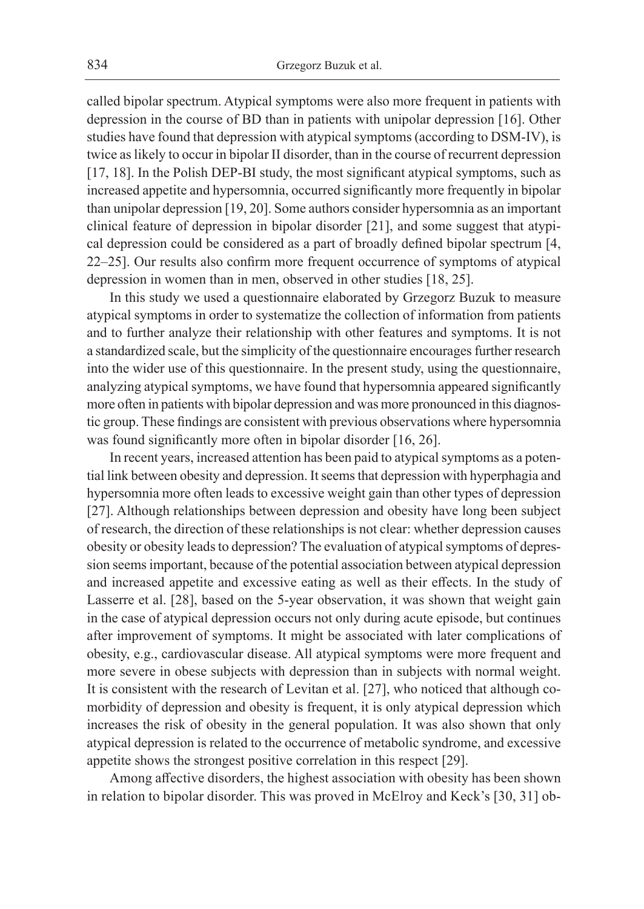called bipolar spectrum. Atypical symptoms were also more frequent in patients with depression in the course of BD than in patients with unipolar depression [16]. Other studies have found that depression with atypical symptoms (according to DSM-IV), is twice as likely to occur in bipolar II disorder, than in the course of recurrent depression [17, 18]. In the Polish DEP-BI study, the most significant atypical symptoms, such as increased appetite and hypersomnia, occurred significantly more frequently in bipolar than unipolar depression [19, 20]. Some authors consider hypersomnia as an important clinical feature of depression in bipolar disorder [21], and some suggest that atypical depression could be considered as a part of broadly defined bipolar spectrum [4, 22–25]. Our results also confirm more frequent occurrence of symptoms of atypical depression in women than in men, observed in other studies [18, 25].

In this study we used a questionnaire elaborated by Grzegorz Buzuk to measure atypical symptoms in order to systematize the collection of information from patients and to further analyze their relationship with other features and symptoms. It is not a standardized scale, but the simplicity of the questionnaire encourages further research into the wider use of this questionnaire. In the present study, using the questionnaire, analyzing atypical symptoms, we have found that hypersomnia appeared significantly more often in patients with bipolar depression and was more pronounced in this diagnostic group. These findings are consistent with previous observations where hypersomnia was found significantly more often in bipolar disorder [16, 26].

In recent years, increased attention has been paid to atypical symptoms as a potential link between obesity and depression. It seems that depression with hyperphagia and hypersomnia more often leads to excessive weight gain than other types of depression [27]. Although relationships between depression and obesity have long been subject of research, the direction of these relationships is not clear: whether depression causes obesity or obesity leads to depression? The evaluation of atypical symptoms of depression seems important, because of the potential association between atypical depression and increased appetite and excessive eating as well as their effects. In the study of Lasserre et al. [28], based on the 5-year observation, it was shown that weight gain in the case of atypical depression occurs not only during acute episode, but continues after improvement of symptoms. It might be associated with later complications of obesity, e.g., cardiovascular disease. All atypical symptoms were more frequent and more severe in obese subjects with depression than in subjects with normal weight. It is consistent with the research of Levitan et al. [27], who noticed that although comorbidity of depression and obesity is frequent, it is only atypical depression which increases the risk of obesity in the general population. It was also shown that only atypical depression is related to the occurrence of metabolic syndrome, and excessive appetite shows the strongest positive correlation in this respect [29].

Among affective disorders, the highest association with obesity has been shown in relation to bipolar disorder. This was proved in McElroy and Keck's [30, 31] ob-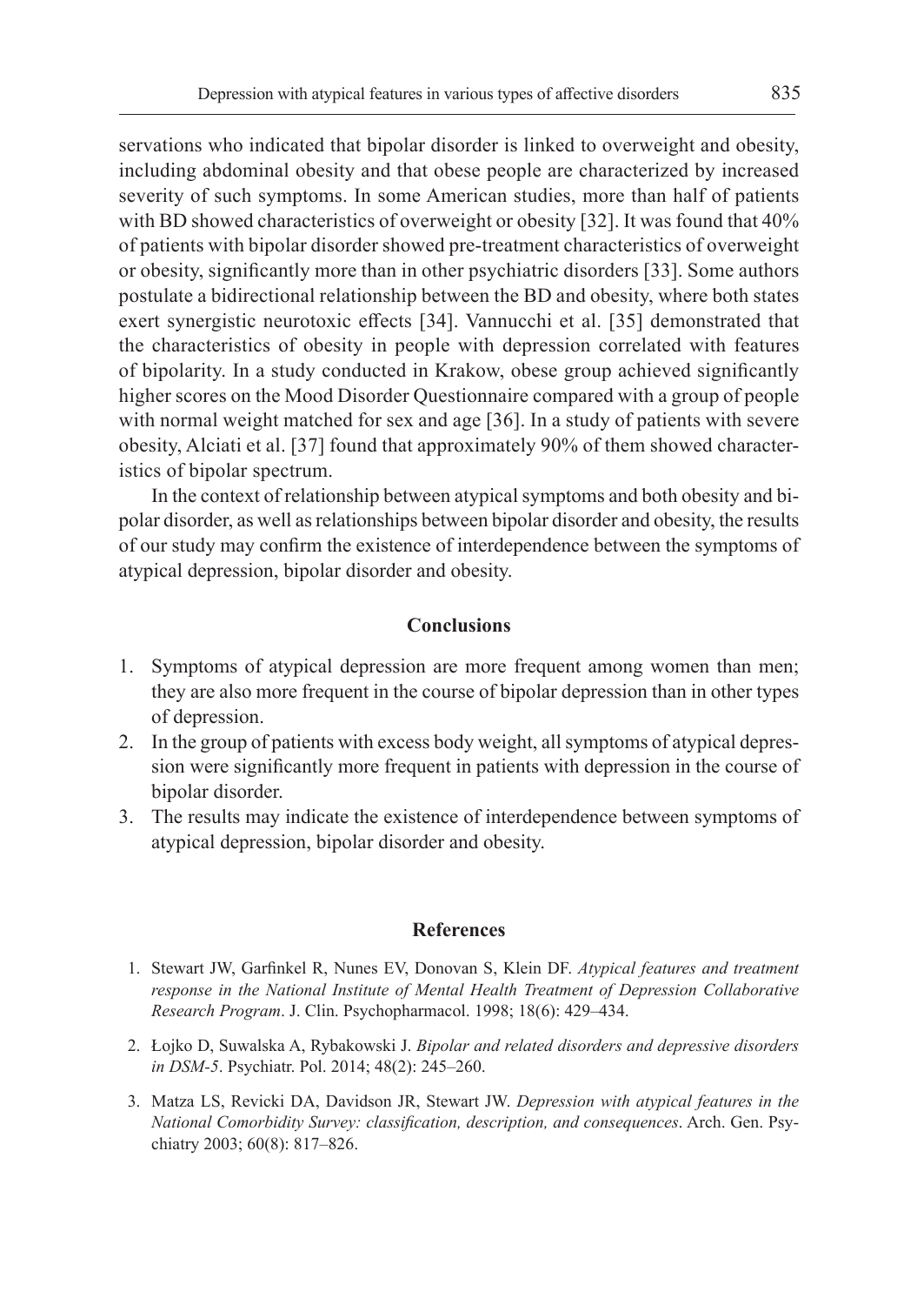servations who indicated that bipolar disorder is linked to overweight and obesity, including abdominal obesity and that obese people are characterized by increased severity of such symptoms. In some American studies, more than half of patients with BD showed characteristics of overweight or obesity [32]. It was found that 40% of patients with bipolar disorder showed pre-treatment characteristics of overweight or obesity, significantly more than in other psychiatric disorders [33]. Some authors postulate a bidirectional relationship between the BD and obesity, where both states exert synergistic neurotoxic effects [34]. Vannucchi et al. [35] demonstrated that the characteristics of obesity in people with depression correlated with features of bipolarity. In a study conducted in Krakow, obese group achieved significantly higher scores on the Mood Disorder Questionnaire compared with a group of people with normal weight matched for sex and age [36]. In a study of patients with severe obesity, Alciati et al. [37] found that approximately 90% of them showed characteristics of bipolar spectrum.

In the context of relationship between atypical symptoms and both obesity and bipolar disorder, as well as relationships between bipolar disorder and obesity, the results of our study may confirm the existence of interdependence between the symptoms of atypical depression, bipolar disorder and obesity.

## Conclusions

1. Symptoms of atypical depression are more frequent among women than men; they are also more frequent in the course of bipolar depression than in other types of depression.
2. In the group of patients with excess body weight, all symptoms of atypical depression were significantly more frequent in patients with depression in the course of bipolar disorder.
3. The results may indicate the existence of interdependence between symptoms of atypical depression, bipolar disorder and obesity.

## References

1. Stewart JW, Garfinkel R, Nunes EV, Donovan S, Klein DF. *Atypical features and treatment response in the National Institute of Mental Health Treatment of Depression Collaborative Research Program*. J. Clin. Psychopharmacol. 1998; 18(6): 429–434.
2. Łojko D, Suwalska A, Rybakowski J. *Bipolar and related disorders and depressive disorders in DSM-5*. Psychiatr. Pol. 2014; 48(2): 245–260.
3. Matza LS, Revicki DA, Davidson JR, Stewart JW. *Depression with atypical features in the National Comorbidity Survey: classification, description, and consequences*. Arch. Gen. Psychiatry 2003; 60(8): 817–826.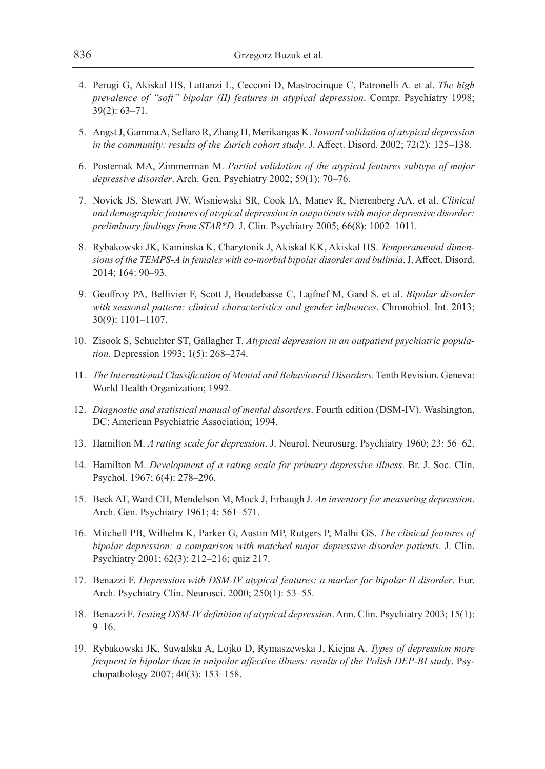4. Perugi G, Akiskal HS, Lattanzi L, Cecconi D, Mastrocinque C, Patronelli A. et al. *The high prevalence of "soft" bipolar (II) features in atypical depression*. Compr. Psychiatry 1998; 39(2): 63–71.

5. Angst J, Gamma A, Sellaro R, Zhang H, Merikangas K. *Toward validation of atypical depression in the community: results of the Zurich cohort study*. J. Affect. Disord. 2002; 72(2): 125–138.

6. Posternak MA, Zimmerman M. *Partial validation of the atypical features subtype of major depressive disorder*. Arch. Gen. Psychiatry 2002; 59(1): 70–76.

7. Novick JS, Stewart JW, Wisniewski SR, Cook IA, Manev R, Nierenberg AA. et al. *Clinical and demographic features of atypical depression in outpatients with major depressive disorder: preliminary findings from STAR*D*. J. Clin. Psychiatry 2005; 66(8): 1002–1011.

8. Rybakowski JK, Kaminska K, Charytonik J, Akiskal KK, Akiskal HS. *Temperamental dimensions of the TEMPS-A in females with co-morbid bipolar disorder and bulimia*. J. Affect. Disord. 2014; 164: 90–93.

9. Geoffroy PA, Bellivier F, Scott J, Boudebasse C, Lajfnef M, Gard S. et al. *Bipolar disorder with seasonal pattern: clinical characteristics and gender influences*. Chronobiol. Int. 2013; 30(9): 1101–1107.

10. Zisook S, Schuchter ST, Gallagher T. *Atypical depression in an outpatient psychiatric population*. Depression 1993; 1(5): 268–274.

11. *The International Classification of Mental and Behavioural Disorders*. Tenth Revision. Geneva: World Health Organization; 1992.

12. *Diagnostic and statistical manual of mental disorders*. Fourth edition (DSM-IV). Washington, DC: American Psychiatric Association; 1994.

13. Hamilton M. *A rating scale for depression*. J. Neurol. Neurosurg. Psychiatry 1960; 23: 56–62.

14. Hamilton M. *Development of a rating scale for primary depressive illness*. Br. J. Soc. Clin. Psychol. 1967; 6(4): 278–296.

15. Beck AT, Ward CH, Mendelson M, Mock J, Erbaugh J. *An inventory for measuring depression*. Arch. Gen. Psychiatry 1961; 4: 561–571.

16. Mitchell PB, Wilhelm K, Parker G, Austin MP, Rutgers P, Malhi GS. *The clinical features of bipolar depression: a comparison with matched major depressive disorder patients*. J. Clin. Psychiatry 2001; 62(3): 212–216; quiz 217.

17. Benazzi F. *Depression with DSM-IV atypical features: a marker for bipolar II disorder*. Eur. Arch. Psychiatry Clin. Neurosci. 2000; 250(1): 53–55.

18. Benazzi F. *Testing DSM-IV definition of atypical depression*. Ann. Clin. Psychiatry 2003; 15(1): 9–16.

19. Rybakowski JK, Suwalska A, Lojko D, Rymaszewska J, Kiejna A. *Types of depression more frequent in bipolar than in unipolar affective illness: results of the Polish DEP-BI study*. Psychopathology 2007; 40(3): 153–158.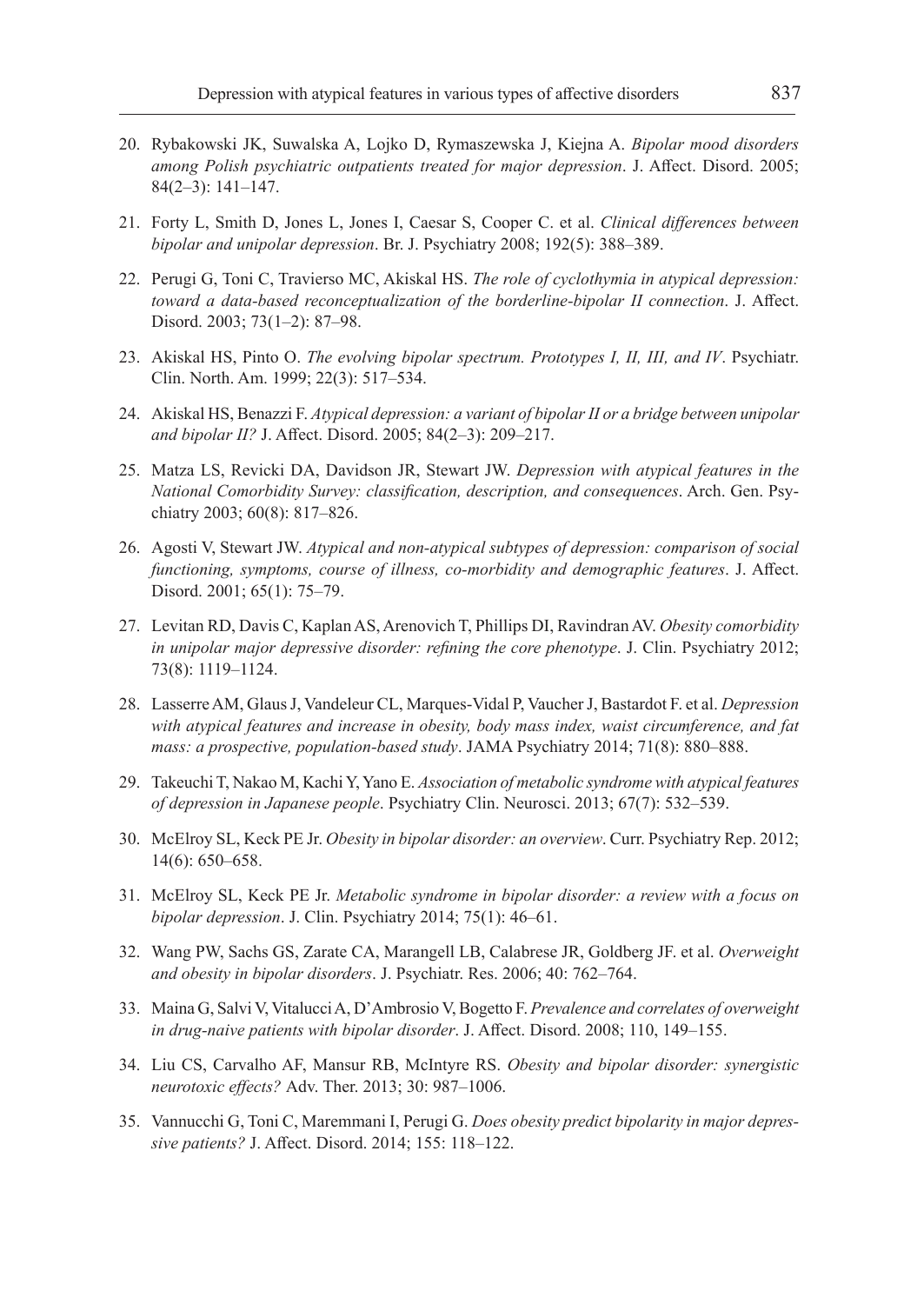20. Rybakowski JK, Suwalska A, Lojko D, Rymaszewska J, Kiejna A. *Bipolar mood disorders among Polish psychiatric outpatients treated for major depression*. J. Affect. Disord. 2005; 84(2–3): 141–147.

21. Forty L, Smith D, Jones L, Jones I, Caesar S, Cooper C. et al. *Clinical differences between bipolar and unipolar depression*. Br. J. Psychiatry 2008; 192(5): 388–389.

22. Perugi G, Toni C, Travierso MC, Akiskal HS. *The role of cyclothymia in atypical depression: toward a data-based reconceptualization of the borderline-bipolar II connection*. J. Affect. Disord. 2003; 73(1–2): 87–98.

23. Akiskal HS, Pinto O. *The evolving bipolar spectrum. Prototypes I, II, III, and IV*. Psychiatr. Clin. North. Am. 1999; 22(3): 517–534.

24. Akiskal HS, Benazzi F. *Atypical depression: a variant of bipolar II or a bridge between unipolar and bipolar II?* J. Affect. Disord. 2005; 84(2–3): 209–217.

25. Matza LS, Revicki DA, Davidson JR, Stewart JW. *Depression with atypical features in the National Comorbidity Survey: classification, description, and consequences*. Arch. Gen. Psychiatry 2003; 60(8): 817–826.

26. Agosti V, Stewart JW. *Atypical and non-atypical subtypes of depression: comparison of social functioning, symptoms, course of illness, co-morbidity and demographic features*. J. Affect. Disord. 2001; 65(1): 75–79.

27. Levitan RD, Davis C, Kaplan AS, Arenovich T, Phillips DI, Ravindran AV. *Obesity comorbidity in unipolar major depressive disorder: refining the core phenotype*. J. Clin. Psychiatry 2012; 73(8): 1119–1124.

28. Lasserre AM, Glaus J, Vandeleur CL, Marques-Vidal P, Vaucher J, Bastardot F. et al. *Depression with atypical features and increase in obesity, body mass index, waist circumference, and fat mass: a prospective, population-based study*. JAMA Psychiatry 2014; 71(8): 880–888.

29. Takeuchi T, Nakao M, Kachi Y, Yano E. *Association of metabolic syndrome with atypical features of depression in Japanese people*. Psychiatry Clin. Neurosci. 2013; 67(7): 532–539.

30. McElroy SL, Keck PE Jr. *Obesity in bipolar disorder: an overview*. Curr. Psychiatry Rep. 2012; 14(6): 650–658.

31. McElroy SL, Keck PE Jr. *Metabolic syndrome in bipolar disorder: a review with a focus on bipolar depression*. J. Clin. Psychiatry 2014; 75(1): 46–61.

32. Wang PW, Sachs GS, Zarate CA, Marangell LB, Calabrese JR, Goldberg JF. et al. *Overweight and obesity in bipolar disorders*. J. Psychiatr. Res. 2006; 40: 762–764.

33. Maina G, Salvi V, Vitalucci A, D'Ambrosio V, Bogetto F. *Prevalence and correlates of overweight in drug-naive patients with bipolar disorder*. J. Affect. Disord. 2008; 110, 149–155.

34. Liu CS, Carvalho AF, Mansur RB, McIntyre RS. *Obesity and bipolar disorder: synergistic neurotoxic effects?* Adv. Ther. 2013; 30: 987–1006.

35. Vannucchi G, Toni C, Maremmani I, Perugi G. *Does obesity predict bipolarity in major depressive patients?* J. Affect. Disord. 2014; 155: 118–122.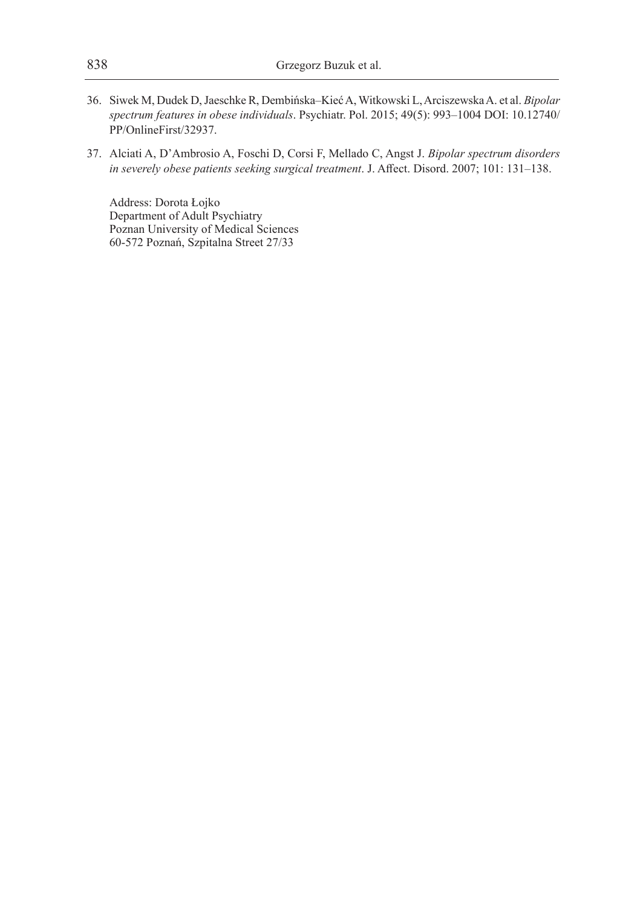36. Siwek M, Dudek D, Jaeschke R, Dembińska–Kieć A, Witkowski L, Arciszewska A. et al. *Bipolar spectrum features in obese individuals*. Psychiatr. Pol. 2015; 49(5): 993–1004 DOI: 10.12740/PP/OnlineFirst/32937.

37. Alciati A, D'Ambrosio A, Foschi D, Corsi F, Mellado C, Angst J. *Bipolar spectrum disorders in severely obese patients seeking surgical treatment*. J. Affect. Disord. 2007; 101: 131–138.

Address: Dorota Łojko
Department of Adult Psychiatry
Poznan University of Medical Sciences
60-572 Poznań, Szpitalna Street 27/33